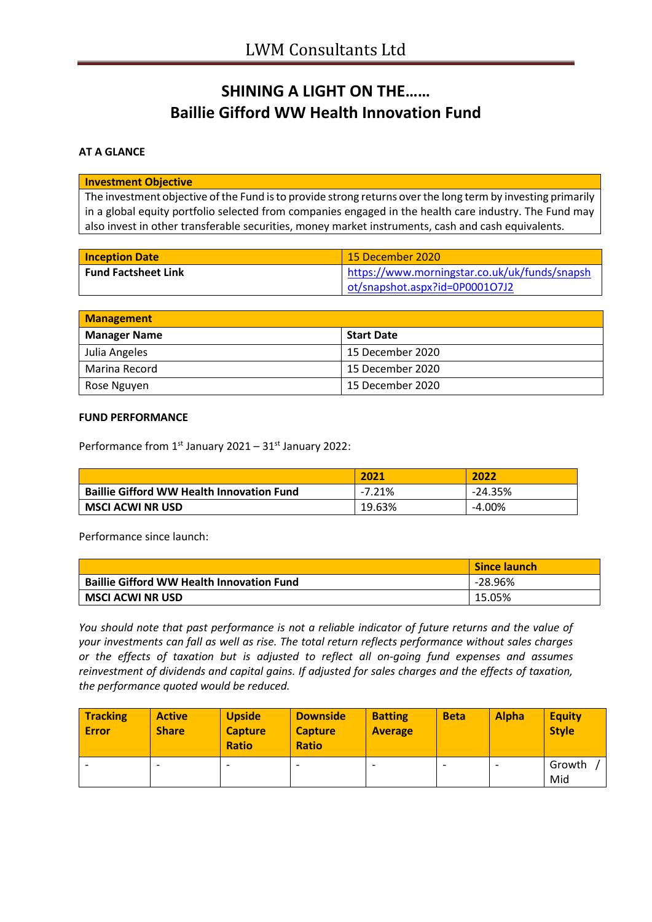# LWM Consultants Ltd

## SHINING A LIGHT ON THE……
## Baillie Gifford WW Health Innovation Fund

**AT A GLANCE**

| Investment Objective |
|---|
| The investment objective of the Fund is to provide strong returns over the long term by investing primarily in a global equity portfolio selected from companies engaged in the health care industry. The Fund may also invest in other transferable securities, money market instruments, cash and cash equivalents. |

| Inception Date | 15 December 2020 |
|---|---|
| **Fund Factsheet Link** | https://www.morningstar.co.uk/uk/funds/snapshot/snapshot.aspx?id=0P0001O7J2 |

| Management | |
|---|---|
| **Manager Name** | **Start Date** |
| Julia Angeles | 15 December 2020 |
| Marina Record | 15 December 2020 |
| Rose Nguyen | 15 December 2020 |

**FUND PERFORMANCE**

Performance from 1st January 2021 – 31st January 2022:

| | 2021 | 2022 |
|---|---|---|
| **Baillie Gifford WW Health Innovation Fund** | -7.21% | -24.35% |
| **MSCI ACWI NR USD** | 19.63% | -4.00% |

Performance since launch:

| | Since launch |
|---|---|
| **Baillie Gifford WW Health Innovation Fund** | -28.96% |
| **MSCI ACWI NR USD** | 15.05% |

*You should note that past performance is not a reliable indicator of future returns and the value of your investments can fall as well as rise. The total return reflects performance without sales charges or the effects of taxation but is adjusted to reflect all on-going fund expenses and assumes reinvestment of dividends and capital gains. If adjusted for sales charges and the effects of taxation, the performance quoted would be reduced.*

| Tracking Error | Active Share | Upside Capture Ratio | Downside Capture Ratio | Batting Average | Beta | Alpha | Equity Style |
|---|---|---|---|---|---|---|---|
| - | - | - | - | - | - | - | Growth / Mid |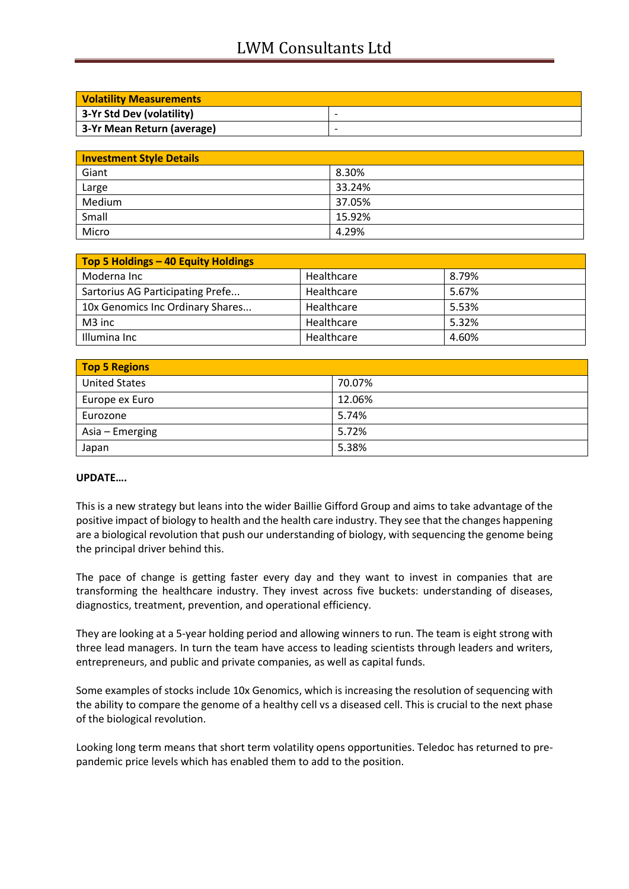| Volatility Measurements | |
|---|---|
| 3-Yr Std Dev (volatility) | - |
| 3-Yr Mean Return (average) | - |

| Investment Style Details | |
|---|---|
| Giant | 8.30% |
| Large | 33.24% |
| Medium | 37.05% |
| Small | 15.92% |
| Micro | 4.29% |

| Top 5 Holdings – 40 Equity Holdings | | |
|---|---|---|
| Moderna Inc | Healthcare | 8.79% |
| Sartorius AG Participating Prefe... | Healthcare | 5.67% |
| 10x Genomics Inc Ordinary Shares... | Healthcare | 5.53% |
| M3 inc | Healthcare | 5.32% |
| Illumina Inc | Healthcare | 4.60% |

| Top 5 Regions | |
|---|---|
| United States | 70.07% |
| Europe ex Euro | 12.06% |
| Eurozone | 5.74% |
| Asia – Emerging | 5.72% |
| Japan | 5.38% |

**UPDATE….**

This is a new strategy but leans into the wider Baillie Gifford Group and aims to take advantage of the positive impact of biology to health and the health care industry. They see that the changes happening are a biological revolution that push our understanding of biology, with sequencing the genome being the principal driver behind this.

The pace of change is getting faster every day and they want to invest in companies that are transforming the healthcare industry. They invest across five buckets: understanding of diseases, diagnostics, treatment, prevention, and operational efficiency.

They are looking at a 5-year holding period and allowing winners to run. The team is eight strong with three lead managers. In turn the team have access to leading scientists through leaders and writers, entrepreneurs, and public and private companies, as well as capital funds.

Some examples of stocks include 10x Genomics, which is increasing the resolution of sequencing with the ability to compare the genome of a healthy cell vs a diseased cell. This is crucial to the next phase of the biological revolution.

Looking long term means that short term volatility opens opportunities. Teledoc has returned to pre-pandemic price levels which has enabled them to add to the position.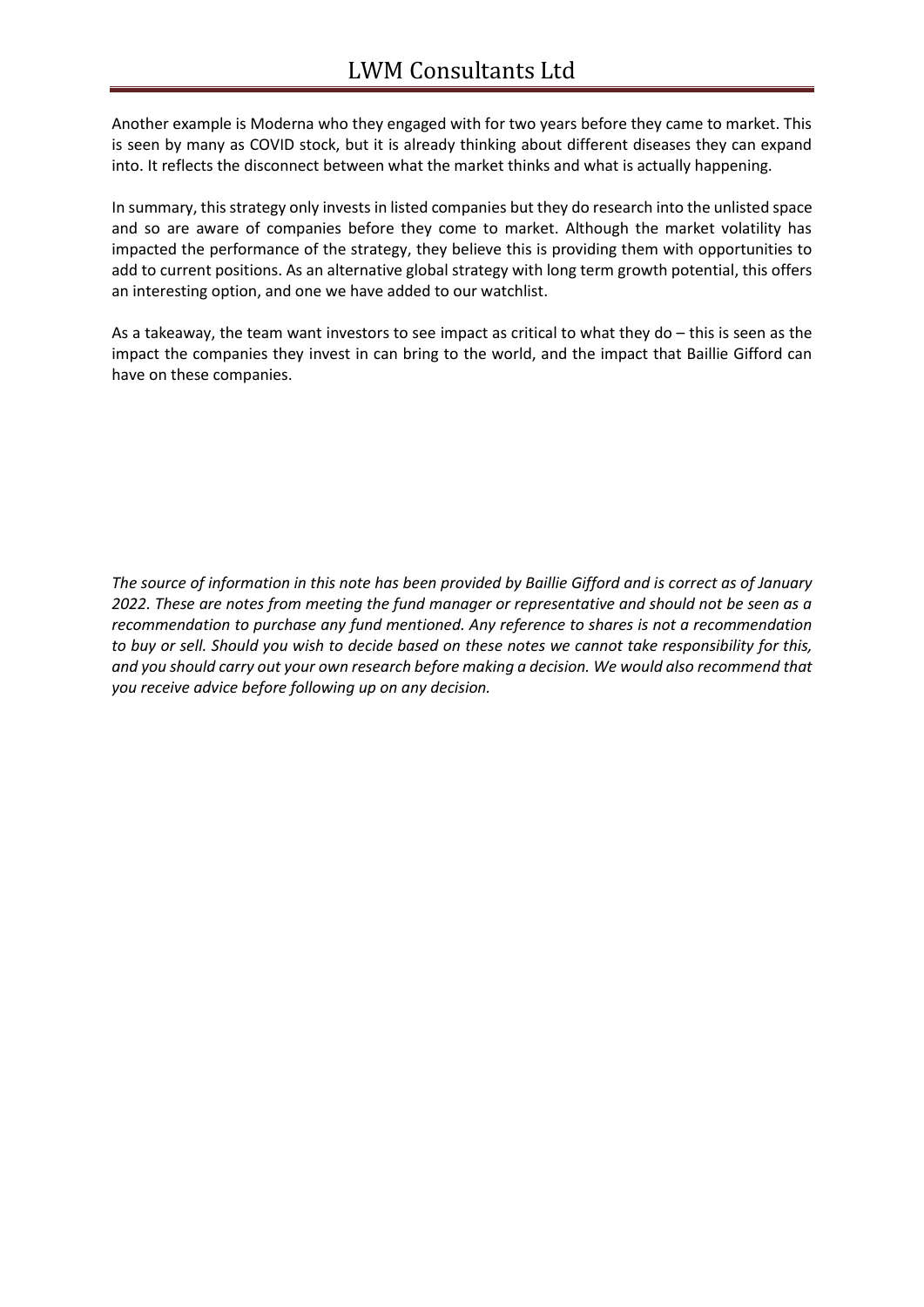Another example is Moderna who they engaged with for two years before they came to market. This is seen by many as COVID stock, but it is already thinking about different diseases they can expand into. It reflects the disconnect between what the market thinks and what is actually happening.

In summary, this strategy only invests in listed companies but they do research into the unlisted space and so are aware of companies before they come to market. Although the market volatility has impacted the performance of the strategy, they believe this is providing them with opportunities to add to current positions. As an alternative global strategy with long term growth potential, this offers an interesting option, and one we have added to our watchlist.

As a takeaway, the team want investors to see impact as critical to what they do – this is seen as the impact the companies they invest in can bring to the world, and the impact that Baillie Gifford can have on these companies.

*The source of information in this note has been provided by Baillie Gifford and is correct as of January 2022. These are notes from meeting the fund manager or representative and should not be seen as a recommendation to purchase any fund mentioned. Any reference to shares is not a recommendation to buy or sell. Should you wish to decide based on these notes we cannot take responsibility for this, and you should carry out your own research before making a decision. We would also recommend that you receive advice before following up on any decision.*